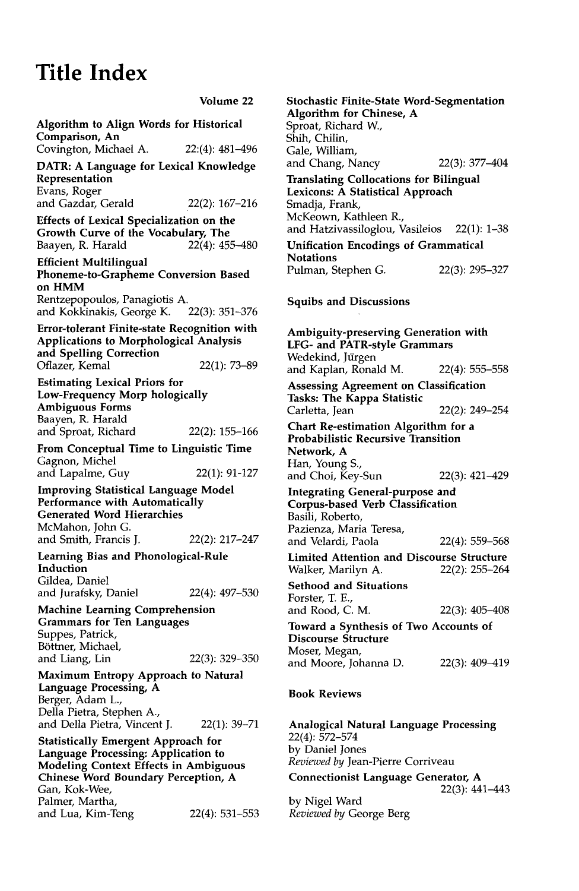# Title Index

Volume 22

**Algorithm to Align Words for Historical Comparison, An**
Covington, Michael A. 22:(4): 481–496

**DATR: A Language for Lexical Knowledge Representation**
Evans, Roger
and Gazdar, Gerald 22(2): 167–216

**Effects of Lexical Specialization on the Growth Curve of the Vocabulary, The**
Baayen, R. Harald 22(4): 455–480

**Efficient Multilingual Phoneme-to-Grapheme Conversion Based on HMM**
Rentzepopoulos, Panagiotis A.
and Kokkinakis, George K. 22(3): 351–376

**Error-tolerant Finite-state Recognition with Applications to Morphological Analysis and Spelling Correction**
Oflazer, Kemal 22(1): 73–89

**Estimating Lexical Priors for Low-Frequency Morp hologically Ambiguous Forms**
Baayen, R. Harald
and Sproat, Richard 22(2): 155–166

**From Conceptual Time to Linguistic Time**
Gagnon, Michel
and Lapalme, Guy 22(1): 91-127

**Improving Statistical Language Model Performance with Automatically Generated Word Hierarchies**
McMahon, John G.
and Smith, Francis J. 22(2): 217–247

**Learning Bias and Phonological-Rule Induction**
Gildea, Daniel
and Jurafsky, Daniel 22(4): 497–530

**Machine Learning Comprehension Grammars for Ten Languages**
Suppes, Patrick,
Böttner, Michael,
and Liang, Lin 22(3): 329–350

**Maximum Entropy Approach to Natural Language Processing, A**
Berger, Adam L.,
Della Pietra, Stephen A.,
and Della Pietra, Vincent J. 22(1): 39–71

**Statistically Emergent Approach for Language Processing: Application to Modeling Context Effects in Ambiguous Chinese Word Boundary Perception, A**
Gan, Kok-Wee,
Palmer, Martha,
and Lua, Kim-Teng 22(4): 531–553

**Stochastic Finite-State Word-Segmentation Algorithm for Chinese, A**
Sproat, Richard W.,
Shih, Chilin,
Gale, William,
and Chang, Nancy 22(3): 377–404

**Translating Collocations for Bilingual Lexicons: A Statistical Approach**
Smadja, Frank,
McKeown, Kathleen R.,
and Hatzivassiloglou, Vasileios 22(1): 1–38

**Unification Encodings of Grammatical Notations**
Pulman, Stephen G. 22(3): 295–327

## Squibs and Discussions

**Ambiguity-preserving Generation with LFG- and PATR-style Grammars**
Wedekind, Jürgen
and Kaplan, Ronald M. 22(4): 555–558

**Assessing Agreement on Classification Tasks: The Kappa Statistic**
Carletta, Jean 22(2): 249–254

**Chart Re-estimation Algorithm for a Probabilistic Recursive Transition Network, A**
Han, Young S.,
and Choi, Key-Sun 22(3): 421–429

**Integrating General-purpose and Corpus-based Verb Classification**
Basili, Roberto,
Pazienza, Maria Teresa,
and Velardi, Paola 22(4): 559–568

**Limited Attention and Discourse Structure**
Walker, Marilyn A. 22(2): 255–264

**Sethood and Situations**
Forster, T. E.,
and Rood, C. M. 22(3): 405–408

**Toward a Synthesis of Two Accounts of Discourse Structure**
Moser, Megan,
and Moore, Johanna D. 22(3): 409–419

## Book Reviews

**Analogical Natural Language Processing**
22(4): 572–574
by Daniel Jones
*Reviewed by* Jean-Pierre Corriveau

**Connectionist Language Generator, A**
22(3): 441–443
by Nigel Ward
*Reviewed by* George Berg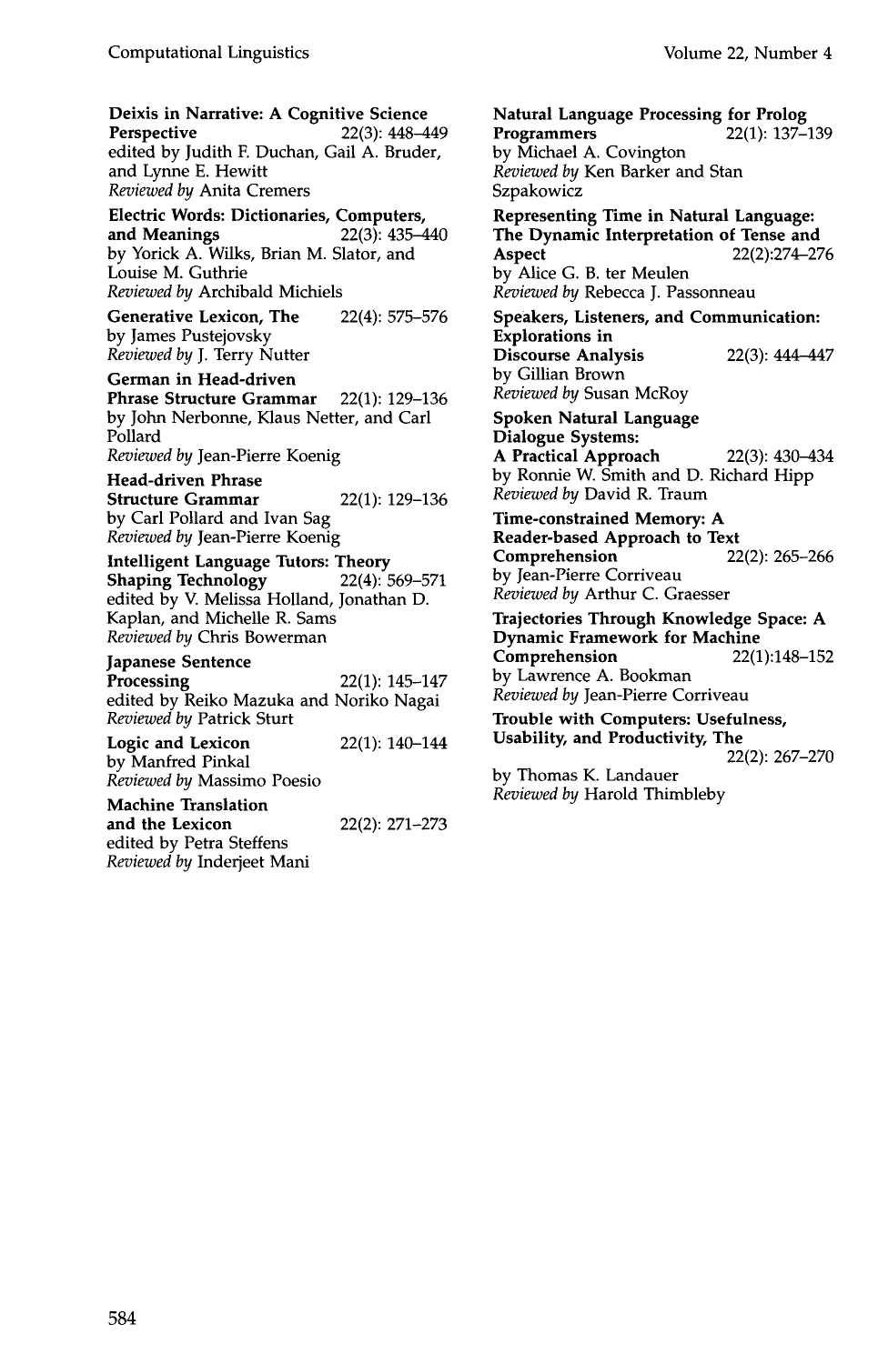**Deixis in Narrative: A Cognitive Science Perspective** 22(3): 448–449
edited by Judith F. Duchan, Gail A. Bruder, and Lynne E. Hewitt
*Reviewed by* Anita Cremers

**Electric Words: Dictionaries, Computers, and Meanings** 22(3): 435–440
by Yorick A. Wilks, Brian M. Slator, and Louise M. Guthrie
*Reviewed by* Archibald Michiels

**Generative Lexicon, The** 22(4): 575–576
by James Pustejovsky
*Reviewed by* J. Terry Nutter

**German in Head-driven Phrase Structure Grammar** 22(1): 129–136
by John Nerbonne, Klaus Netter, and Carl Pollard
*Reviewed by* Jean-Pierre Koenig

**Head-driven Phrase Structure Grammar** 22(1): 129–136
by Carl Pollard and Ivan Sag
*Reviewed by* Jean-Pierre Koenig

**Intelligent Language Tutors: Theory Shaping Technology** 22(4): 569–571
edited by V. Melissa Holland, Jonathan D. Kaplan, and Michelle R. Sams
*Reviewed by* Chris Bowerman

**Japanese Sentence Processing** 22(1): 145–147
edited by Reiko Mazuka and Noriko Nagai
*Reviewed by* Patrick Sturt

**Logic and Lexicon** 22(1): 140–144
by Manfred Pinkal
*Reviewed by* Massimo Poesio

**Machine Translation and the Lexicon** 22(2): 271–273
edited by Petra Steffens
*Reviewed by* Inderjeet Mani

**Natural Language Processing for Prolog Programmers** 22(1): 137–139
by Michael A. Covington
*Reviewed by* Ken Barker and Stan Szpakowicz

**Representing Time in Natural Language: The Dynamic Interpretation of Tense and Aspect** 22(2):274–276
by Alice G. B. ter Meulen
*Reviewed by* Rebecca J. Passonneau

**Speakers, Listeners, and Communication: Explorations in Discourse Analysis** 22(3): 444–447
by Gillian Brown
*Reviewed by* Susan McRoy

**Spoken Natural Language Dialogue Systems: A Practical Approach** 22(3): 430–434
by Ronnie W. Smith and D. Richard Hipp
*Reviewed by* David R. Traum

**Time-constrained Memory: A Reader-based Approach to Text Comprehension** 22(2): 265–266
by Jean-Pierre Corriveau
*Reviewed by* Arthur C. Graesser

**Trajectories Through Knowledge Space: A Dynamic Framework for Machine Comprehension** 22(1):148–152
by Lawrence A. Bookman
*Reviewed by* Jean-Pierre Corriveau

**Trouble with Computers: Usefulness, Usability, and Productivity, The** 22(2): 267–270
by Thomas K. Landauer
*Reviewed by* Harold Thimbleby